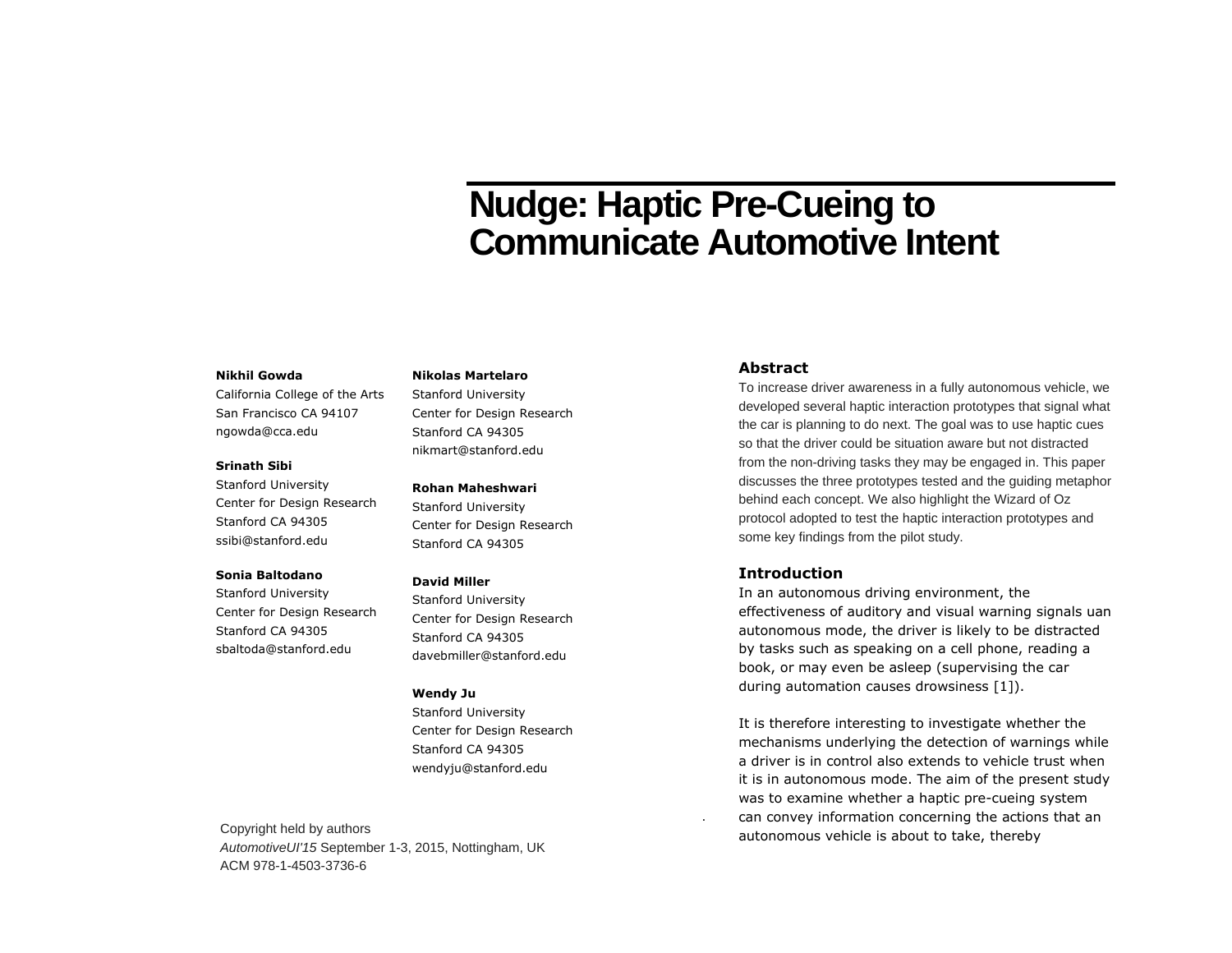# Nudge: Haptic Pre-Cueing to Communicate Automotive Intent

**Nikhil Gowda**
California College of the Arts
San Francisco CA 94107
ngowda@cca.edu

**Srinath Sibi**
Stanford University
Center for Design Research
Stanford CA 94305
ssibi@stanford.edu

**Sonia Baltodano**
Stanford University
Center for Design Research
Stanford CA 94305
sbaltoda@stanford.edu

**Nikolas Martelaro**
Stanford University
Center for Design Research
Stanford CA 94305
nikmart@stanford.edu

**Rohan Maheshwari**
Stanford University
Center for Design Research
Stanford CA 94305

**David Miller**
Stanford University
Center for Design Research
Stanford CA 94305
davebmiller@stanford.edu

**Wendy Ju**
Stanford University
Center for Design Research
Stanford CA 94305
wendyju@stanford.edu

Copyright held by authors
*AutomotiveUI'15* September 1-3, 2015, Nottingham, UK
ACM 978-1-4503-3736-6

## Abstract

To increase driver awareness in a fully autonomous vehicle, we developed several haptic interaction prototypes that signal what the car is planning to do next. The goal was to use haptic cues so that the driver could be situation aware but not distracted from the non-driving tasks they may be engaged in. This paper discusses the three prototypes tested and the guiding metaphor behind each concept. We also highlight the Wizard of Oz protocol adopted to test the haptic interaction prototypes and some key findings from the pilot study.

## Introduction

In an autonomous driving environment, the effectiveness of auditory and visual warning signals uan autonomous mode, the driver is likely to be distracted by tasks such as speaking on a cell phone, reading a book, or may even be asleep (supervising the car during automation causes drowsiness [1]).

It is therefore interesting to investigate whether the mechanisms underlying the detection of warnings while a driver is in control also extends to vehicle trust when it is in autonomous mode. The aim of the present study was to examine whether a haptic pre-cueing system can convey information concerning the actions that an autonomous vehicle is about to take, thereby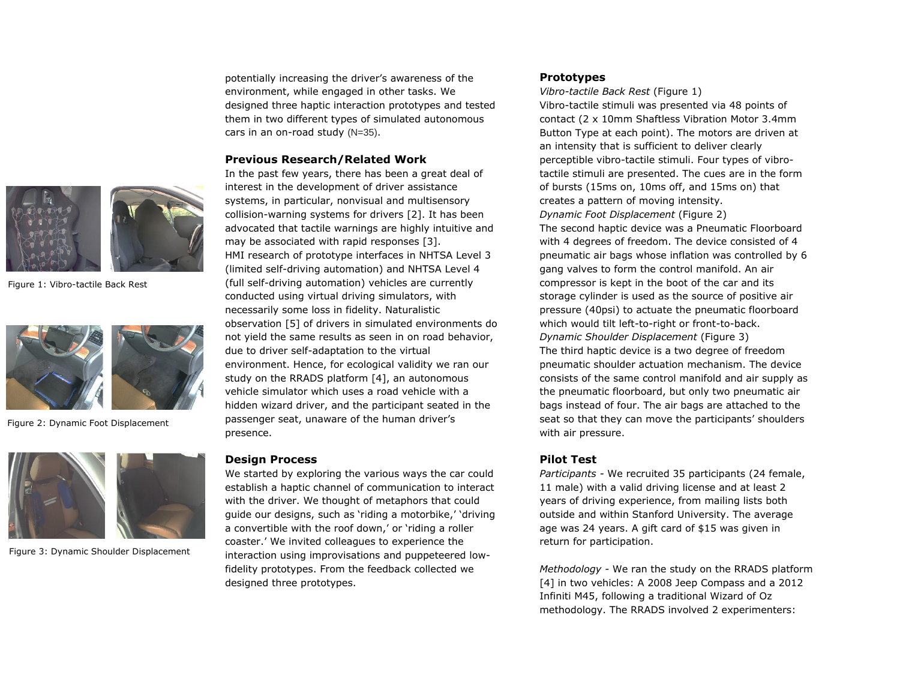potentially increasing the driver's awareness of the environment, while engaged in other tasks. We designed three haptic interaction prototypes and tested them in two different types of simulated autonomous cars in an on-road study (N=35).

## Previous Research/Related Work

In the past few years, there has been a great deal of interest in the development of driver assistance systems, in particular, nonvisual and multisensory collision-warning systems for drivers [2]. It has been advocated that tactile warnings are highly intuitive and may be associated with rapid responses [3].
HMI research of prototype interfaces in NHTSA Level 3 (limited self-driving automation) and NHTSA Level 4 (full self-driving automation) vehicles are currently conducted using virtual driving simulators, with necessarily some loss in fidelity. Naturalistic observation [5] of drivers in simulated environments do not yield the same results as seen in on road behavior, due to driver self-adaptation to the virtual environment. Hence, for ecological validity we ran our study on the RRADS platform [4], an autonomous vehicle simulator which uses a road vehicle with a hidden wizard driver, and the participant seated in the passenger seat, unaware of the human driver's presence.

## Design Process

We started by exploring the various ways the car could establish a haptic channel of communication to interact with the driver. We thought of metaphors that could guide our designs, such as 'riding a motorbike,' 'driving a convertible with the roof down,' or 'riding a roller coaster.' We invited colleagues to experience the interaction using improvisations and puppeteered low-fidelity prototypes. From the feedback collected we designed three prototypes.

Figure 1: Vibro-tactile Back Rest

Figure 2: Dynamic Foot Displacement

Figure 3: Dynamic Shoulder Displacement

## Prototypes

*Vibro-tactile Back Rest* (Figure 1)
Vibro-tactile stimuli was presented via 48 points of contact (2 x 10mm Shaftless Vibration Motor 3.4mm Button Type at each point). The motors are driven at an intensity that is sufficient to deliver clearly perceptible vibro-tactile stimuli. Four types of vibro-tactile stimuli are presented. The cues are in the form of bursts (15ms on, 10ms off, and 15ms on) that creates a pattern of moving intensity.

*Dynamic Foot Displacement* (Figure 2)
The second haptic device was a Pneumatic Floorboard with 4 degrees of freedom. The device consisted of 4 pneumatic air bags whose inflation was controlled by 6 gang valves to form the control manifold. An air compressor is kept in the boot of the car and its storage cylinder is used as the source of positive air pressure (40psi) to actuate the pneumatic floorboard which would tilt left-to-right or front-to-back.

*Dynamic Shoulder Displacement* (Figure 3)
The third haptic device is a two degree of freedom pneumatic shoulder actuation mechanism. The device consists of the same control manifold and air supply as the pneumatic floorboard, but only two pneumatic air bags instead of four. The air bags are attached to the seat so that they can move the participants' shoulders with air pressure.

## Pilot Test

*Participants* - We recruited 35 participants (24 female, 11 male) with a valid driving license and at least 2 years of driving experience, from mailing lists both outside and within Stanford University. The average age was 24 years. A gift card of $15 was given in return for participation.

*Methodology* - We ran the study on the RRADS platform [4] in two vehicles: A 2008 Jeep Compass and a 2012 Infiniti M45, following a traditional Wizard of Oz methodology. The RRADS involved 2 experimenters: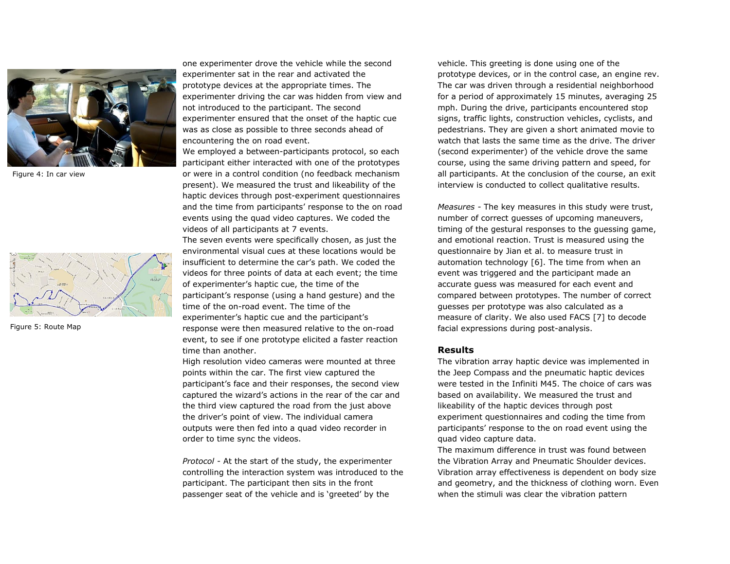Figure 4: In car view

Figure 5: Route Map

one experimenter drove the vehicle while the second experimenter sat in the rear and activated the prototype devices at the appropriate times. The experimenter driving the car was hidden from view and not introduced to the participant. The second experimenter ensured that the onset of the haptic cue was as close as possible to three seconds ahead of encountering the on road event.

We employed a between-participants protocol, so each participant either interacted with one of the prototypes or were in a control condition (no feedback mechanism present). We measured the trust and likeability of the haptic devices through post-experiment questionnaires and the time from participants' response to the on road events using the quad video captures. We coded the videos of all participants at 7 events.

The seven events were specifically chosen, as just the environmental visual cues at these locations would be insufficient to determine the car's path. We coded the videos for three points of data at each event; the time of experimenter's haptic cue, the time of the participant's response (using a hand gesture) and the time of the on-road event. The time of the experimenter's haptic cue and the participant's response were then measured relative to the on-road event, to see if one prototype elicited a faster reaction time than another.

High resolution video cameras were mounted at three points within the car. The first view captured the participant's face and their responses, the second view captured the wizard's actions in the rear of the car and the third view captured the road from the just above the driver's point of view. The individual camera outputs were then fed into a quad video recorder in order to time sync the videos.

*Protocol* - At the start of the study, the experimenter controlling the interaction system was introduced to the participant. The participant then sits in the front passenger seat of the vehicle and is 'greeted' by the vehicle. This greeting is done using one of the prototype devices, or in the control case, an engine rev. The car was driven through a residential neighborhood for a period of approximately 15 minutes, averaging 25 mph. During the drive, participants encountered stop signs, traffic lights, construction vehicles, cyclists, and pedestrians. They are given a short animated movie to watch that lasts the same time as the drive. The driver (second experimenter) of the vehicle drove the same course, using the same driving pattern and speed, for all participants. At the conclusion of the course, an exit interview is conducted to collect qualitative results.

*Measures* - The key measures in this study were trust, number of correct guesses of upcoming maneuvers, timing of the gestural responses to the guessing game, and emotional reaction. Trust is measured using the questionnaire by Jian et al. to measure trust in automation technology [6]. The time from when an event was triggered and the participant made an accurate guess was measured for each event and compared between prototypes. The number of correct guesses per prototype was also calculated as a measure of clarity. We also used FACS [7] to decode facial expressions during post-analysis.

## Results

The vibration array haptic device was implemented in the Jeep Compass and the pneumatic haptic devices were tested in the Infiniti M45. The choice of cars was based on availability. We measured the trust and likeability of the haptic devices through post experiment questionnaires and coding the time from participants' response to the on road event using the quad video capture data.

The maximum difference in trust was found between the Vibration Array and Pneumatic Shoulder devices. Vibration array effectiveness is dependent on body size and geometry, and the thickness of clothing worn. Even when the stimuli was clear the vibration pattern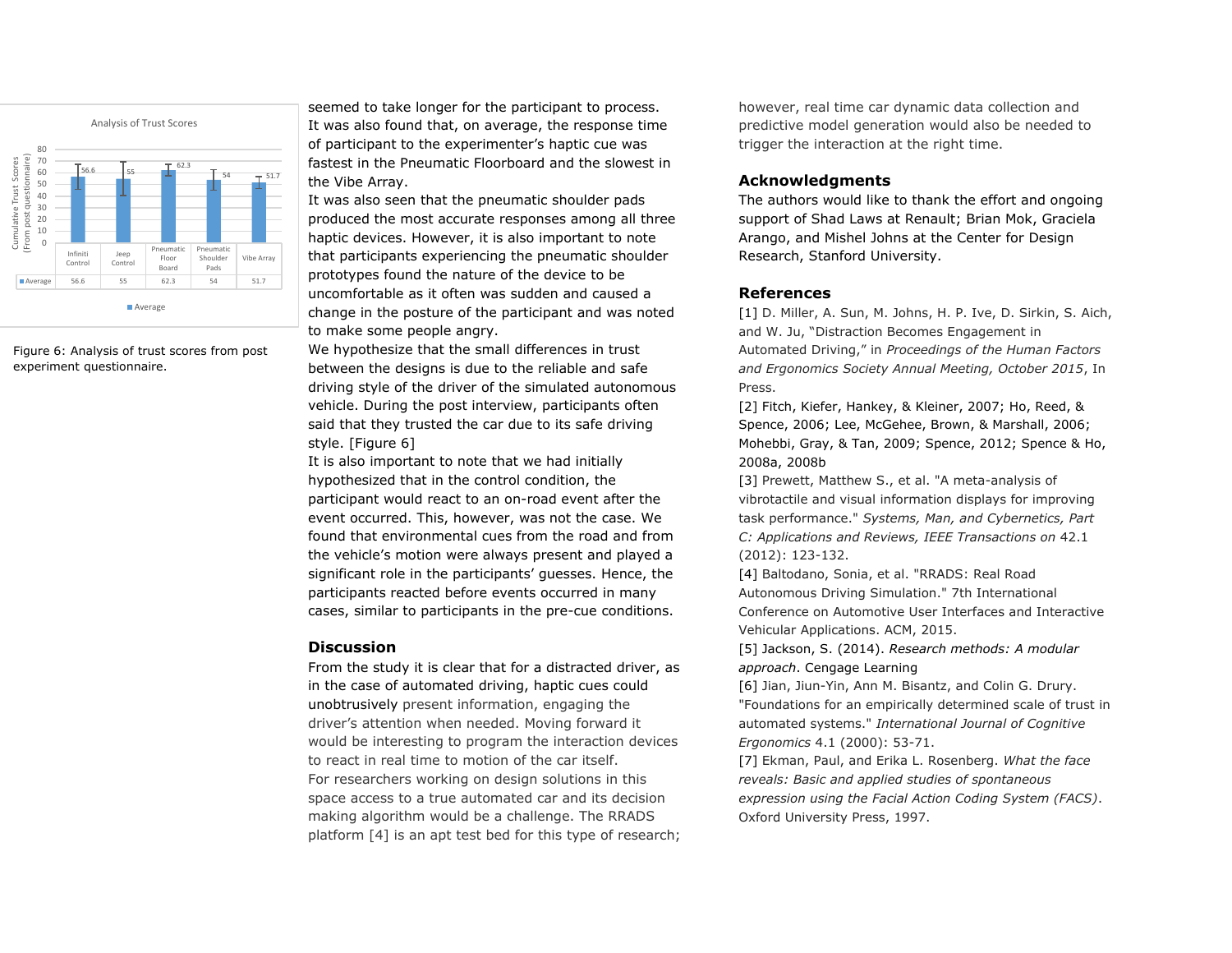Analysis of Trust Scores

Cumulative Trust Scores (From post questionnaire)

80
70
60
50
40
30
20
10
0

56.6
55
62.3
54
51.7

Infiniti Control
Jeep Control
Pneumatic Floor Board
Pneumatic Shoulder Pads
Vibe Array

Average 56.6 55 62.3 54 51.7

Average

Figure 6: Analysis of trust scores from post experiment questionnaire.

seemed to take longer for the participant to process. It was also found that, on average, the response time of participant to the experimenter's haptic cue was fastest in the Pneumatic Floorboard and the slowest in the Vibe Array.

It was also seen that the pneumatic shoulder pads produced the most accurate responses among all three haptic devices. However, it is also important to note that participants experiencing the pneumatic shoulder prototypes found the nature of the device to be uncomfortable as it often was sudden and caused a change in the posture of the participant and was noted to make some people angry.

We hypothesize that the small differences in trust between the designs is due to the reliable and safe driving style of the driver of the simulated autonomous vehicle. During the post interview, participants often said that they trusted the car due to its safe driving style. [Figure 6]

It is also important to note that we had initially hypothesized that in the control condition, the participant would react to an on-road event after the event occurred. This, however, was not the case. We found that environmental cues from the road and from the vehicle's motion were always present and played a significant role in the participants' guesses. Hence, the participants reacted before events occurred in many cases, similar to participants in the pre-cue conditions.

## Discussion

From the study it is clear that for a distracted driver, as in the case of automated driving, haptic cues could unobtrusively present information, engaging the driver's attention when needed. Moving forward it would be interesting to program the interaction devices to react in real time to motion of the car itself.

For researchers working on design solutions in this space access to a true automated car and its decision making algorithm would be a challenge. The RRADS platform [4] is an apt test bed for this type of research; however, real time car dynamic data collection and predictive model generation would also be needed to trigger the interaction at the right time.

## Acknowledgments

The authors would like to thank the effort and ongoing support of Shad Laws at Renault; Brian Mok, Graciela Arango, and Mishel Johns at the Center for Design Research, Stanford University.

## References

[1] D. Miller, A. Sun, M. Johns, H. P. Ive, D. Sirkin, S. Aich, and W. Ju, "Distraction Becomes Engagement in Automated Driving," in *Proceedings of the Human Factors and Ergonomics Society Annual Meeting, October 2015*, In Press.

[2] Fitch, Kiefer, Hankey, & Kleiner, 2007; Ho, Reed, & Spence, 2006; Lee, McGehee, Brown, & Marshall, 2006; Mohebbi, Gray, & Tan, 2009; Spence, 2012; Spence & Ho, 2008a, 2008b

[3] Prewett, Matthew S., et al. "A meta-analysis of vibrotactile and visual information displays for improving task performance." *Systems, Man, and Cybernetics, Part C: Applications and Reviews, IEEE Transactions on* 42.1 (2012): 123-132.

[4] Baltodano, Sonia, et al. "RRADS: Real Road Autonomous Driving Simulation." 7th International Conference on Automotive User Interfaces and Interactive Vehicular Applications. ACM, 2015.

[5] Jackson, S. (2014). *Research methods: A modular approach*. Cengage Learning

[6] Jian, Jiun-Yin, Ann M. Bisantz, and Colin G. Drury. "Foundations for an empirically determined scale of trust in automated systems." *International Journal of Cognitive Ergonomics* 4.1 (2000): 53-71.

[7] Ekman, Paul, and Erika L. Rosenberg. *What the face reveals: Basic and applied studies of spontaneous expression using the Facial Action Coding System (FACS)*. Oxford University Press, 1997.